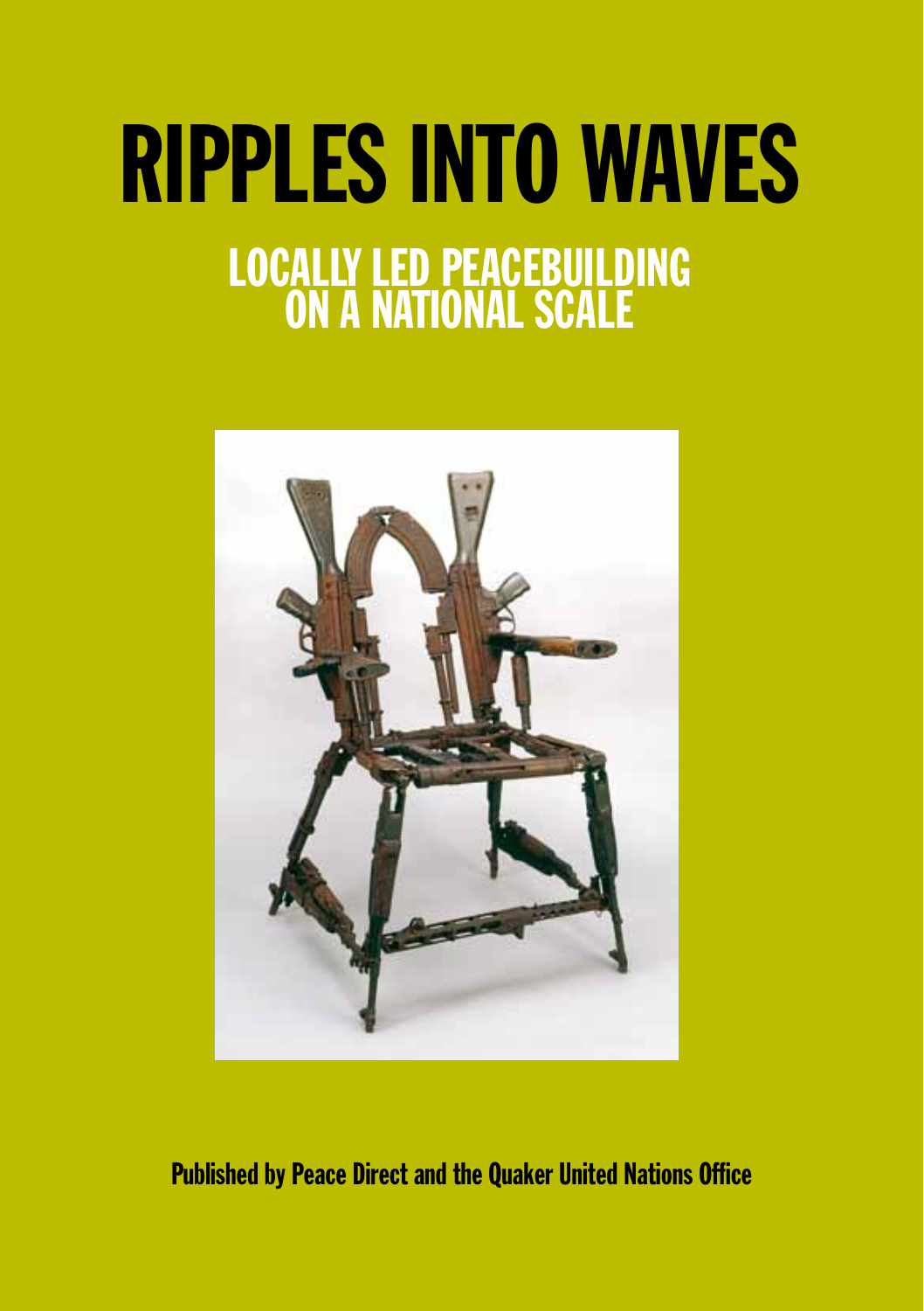# RIPPLES INTO WAVES

## LOCALLY LED PEACEBUILDING ON A NATIONAL SCALE

**Published by Peace Direct and the Quaker United Nations Office**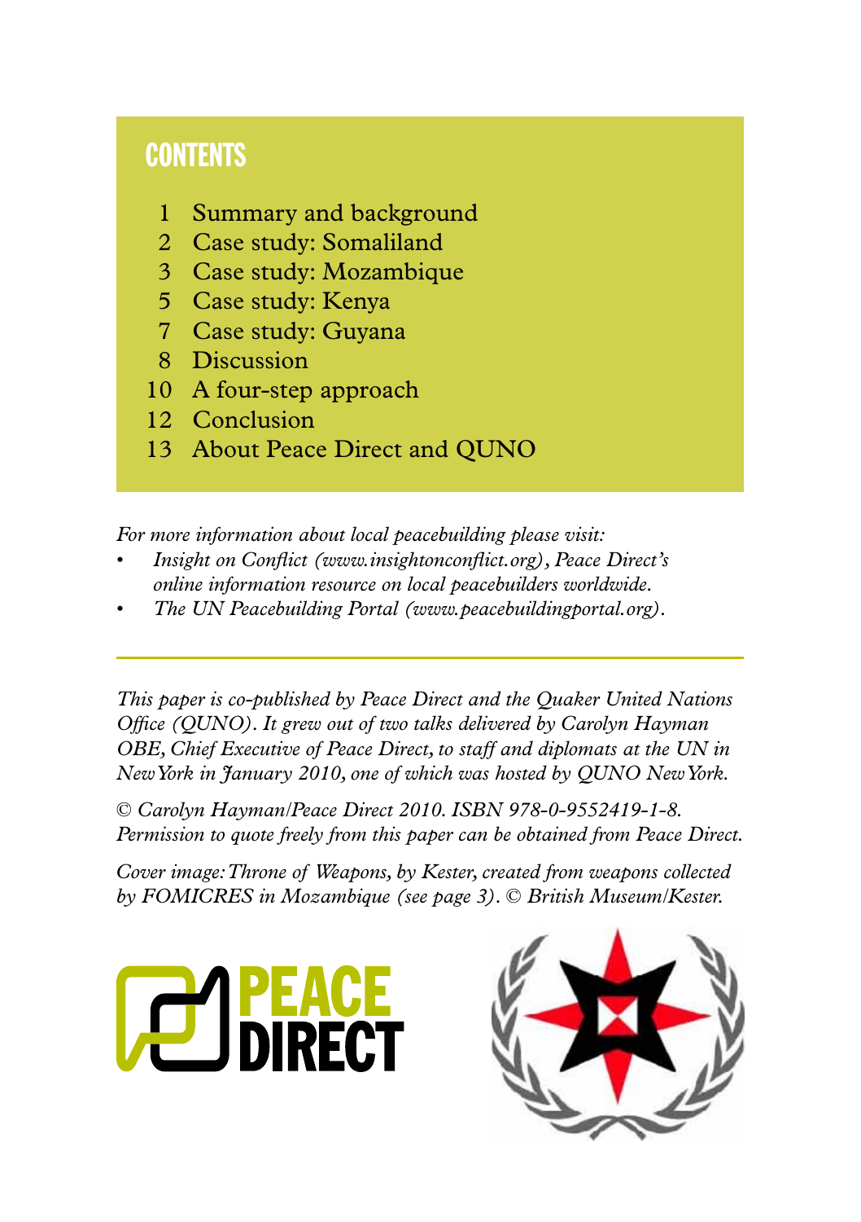## CONTENTS

| | |
|---|---|
| 1 | Summary and background |
| 2 | Case study: Somaliland |
| 3 | Case study: Mozambique |
| 5 | Case study: Kenya |
| 7 | Case study: Guyana |
| 8 | Discussion |
| 10 | A four-step approach |
| 12 | Conclusion |
| 13 | About Peace Direct and QUNO |

*For more information about local peacebuilding please visit:*

- *Insight on Conflict (www.insightonconflict.org), Peace Direct's online information resource on local peacebuilders worldwide.*
- *The UN Peacebuilding Portal (www.peacebuildingportal.org).*

---

*This paper is co-published by Peace Direct and the Quaker United Nations Office (QUNO). It grew out of two talks delivered by Carolyn Hayman OBE, Chief Executive of Peace Direct, to staff and diplomats at the UN in New York in January 2010, one of which was hosted by QUNO New York.*

*© Carolyn Hayman/Peace Direct 2010. ISBN 978-0-9552419-1-8. Permission to quote freely from this paper can be obtained from Peace Direct.*

*Cover image: Throne of Weapons, by Kester, created from weapons collected by FOMICRES in Mozambique (see page 3). © British Museum/Kester.*

PEACE DIRECT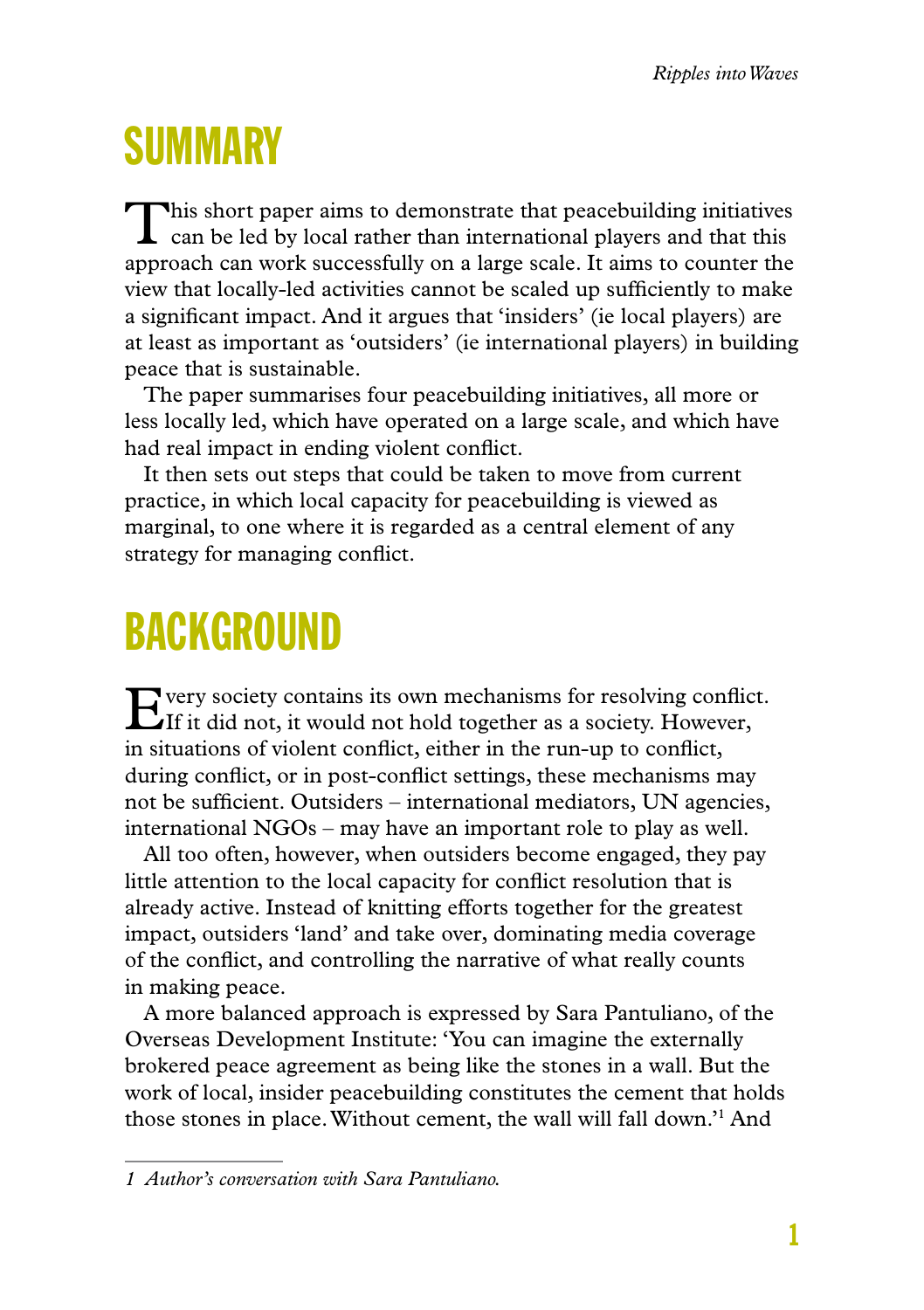# SUMMARY

This short paper aims to demonstrate that peacebuilding initiatives can be led by local rather than international players and that this approach can work successfully on a large scale. It aims to counter the view that locally-led activities cannot be scaled up sufficiently to make a significant impact. And it argues that 'insiders' (ie local players) are at least as important as 'outsiders' (ie international players) in building peace that is sustainable.

The paper summarises four peacebuilding initiatives, all more or less locally led, which have operated on a large scale, and which have had real impact in ending violent conflict.

It then sets out steps that could be taken to move from current practice, in which local capacity for peacebuilding is viewed as marginal, to one where it is regarded as a central element of any strategy for managing conflict.

# BACKGROUND

Every society contains its own mechanisms for resolving conflict. If it did not, it would not hold together as a society. However, in situations of violent conflict, either in the run-up to conflict, during conflict, or in post-conflict settings, these mechanisms may not be sufficient. Outsiders – international mediators, UN agencies, international NGOs – may have an important role to play as well.

All too often, however, when outsiders become engaged, they pay little attention to the local capacity for conflict resolution that is already active. Instead of knitting efforts together for the greatest impact, outsiders 'land' and take over, dominating media coverage of the conflict, and controlling the narrative of what really counts in making peace.

A more balanced approach is expressed by Sara Pantuliano, of the Overseas Development Institute: 'You can imagine the externally brokered peace agreement as being like the stones in a wall. But the work of local, insider peacebuilding constitutes the cement that holds those stones in place. Without cement, the wall will fall down.'[1] And

*1 Author's conversation with Sara Pantuliano.*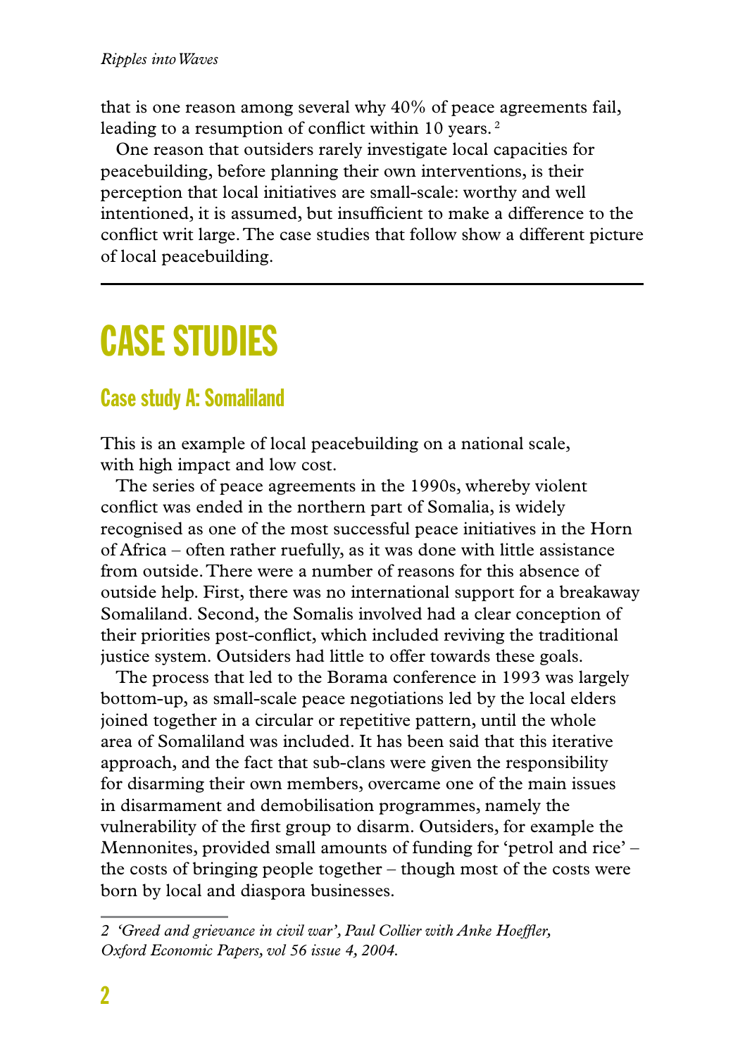that is one reason among several why 40% of peace agreements fail, leading to a resumption of conflict within 10 years. [2]

One reason that outsiders rarely investigate local capacities for peacebuilding, before planning their own interventions, is their perception that local initiatives are small-scale: worthy and well intentioned, it is assumed, but insufficient to make a difference to the conflict writ large. The case studies that follow show a different picture of local peacebuilding.

---

# CASE STUDIES

## Case study A: Somaliland

This is an example of local peacebuilding on a national scale, with high impact and low cost.

The series of peace agreements in the 1990s, whereby violent conflict was ended in the northern part of Somalia, is widely recognised as one of the most successful peace initiatives in the Horn of Africa – often rather ruefully, as it was done with little assistance from outside. There were a number of reasons for this absence of outside help. First, there was no international support for a breakaway Somaliland. Second, the Somalis involved had a clear conception of their priorities post-conflict, which included reviving the traditional justice system. Outsiders had little to offer towards these goals.

The process that led to the Borama conference in 1993 was largely bottom-up, as small-scale peace negotiations led by the local elders joined together in a circular or repetitive pattern, until the whole area of Somaliland was included. It has been said that this iterative approach, and the fact that sub-clans were given the responsibility for disarming their own members, overcame one of the main issues in disarmament and demobilisation programmes, namely the vulnerability of the first group to disarm. Outsiders, for example the Mennonites, provided small amounts of funding for 'petrol and rice' – the costs of bringing people together – though most of the costs were born by local and diaspora businesses.

---

*2 'Greed and grievance in civil war', Paul Collier with Anke Hoeffler, Oxford Economic Papers, vol 56 issue 4, 2004.*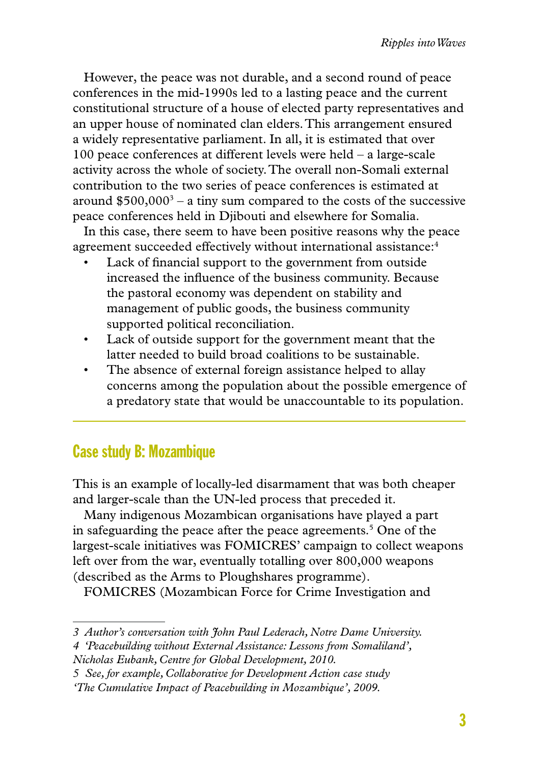However, the peace was not durable, and a second round of peace conferences in the mid-1990s led to a lasting peace and the current constitutional structure of a house of elected party representatives and an upper house of nominated clan elders. This arrangement ensured a widely representative parliament. In all, it is estimated that over 100 peace conferences at different levels were held – a large-scale activity across the whole of society. The overall non-Somali external contribution to the two series of peace conferences is estimated at around $500,000[3] – a tiny sum compared to the costs of the successive peace conferences held in Djibouti and elsewhere for Somalia.

In this case, there seem to have been positive reasons why the peace agreement succeeded effectively without international assistance:[4]

- Lack of financial support to the government from outside increased the influence of the business community. Because the pastoral economy was dependent on stability and management of public goods, the business community supported political reconciliation.
- Lack of outside support for the government meant that the latter needed to build broad coalitions to be sustainable.
- The absence of external foreign assistance helped to allay concerns among the population about the possible emergence of a predatory state that would be unaccountable to its population.

---

## Case study B: Mozambique

This is an example of locally-led disarmament that was both cheaper and larger-scale than the UN-led process that preceded it.

Many indigenous Mozambican organisations have played a part in safeguarding the peace after the peace agreements.[5] One of the largest-scale initiatives was FOMICRES' campaign to collect weapons left over from the war, eventually totalling over 800,000 weapons (described as the Arms to Ploughshares programme).

FOMICRES (Mozambican Force for Crime Investigation and

---

*3 Author's conversation with John Paul Lederach, Notre Dame University.*

*4 'Peacebuilding without External Assistance: Lessons from Somaliland', Nicholas Eubank, Centre for Global Development, 2010.*

*5 See, for example, Collaborative for Development Action case study 'The Cumulative Impact of Peacebuilding in Mozambique', 2009.*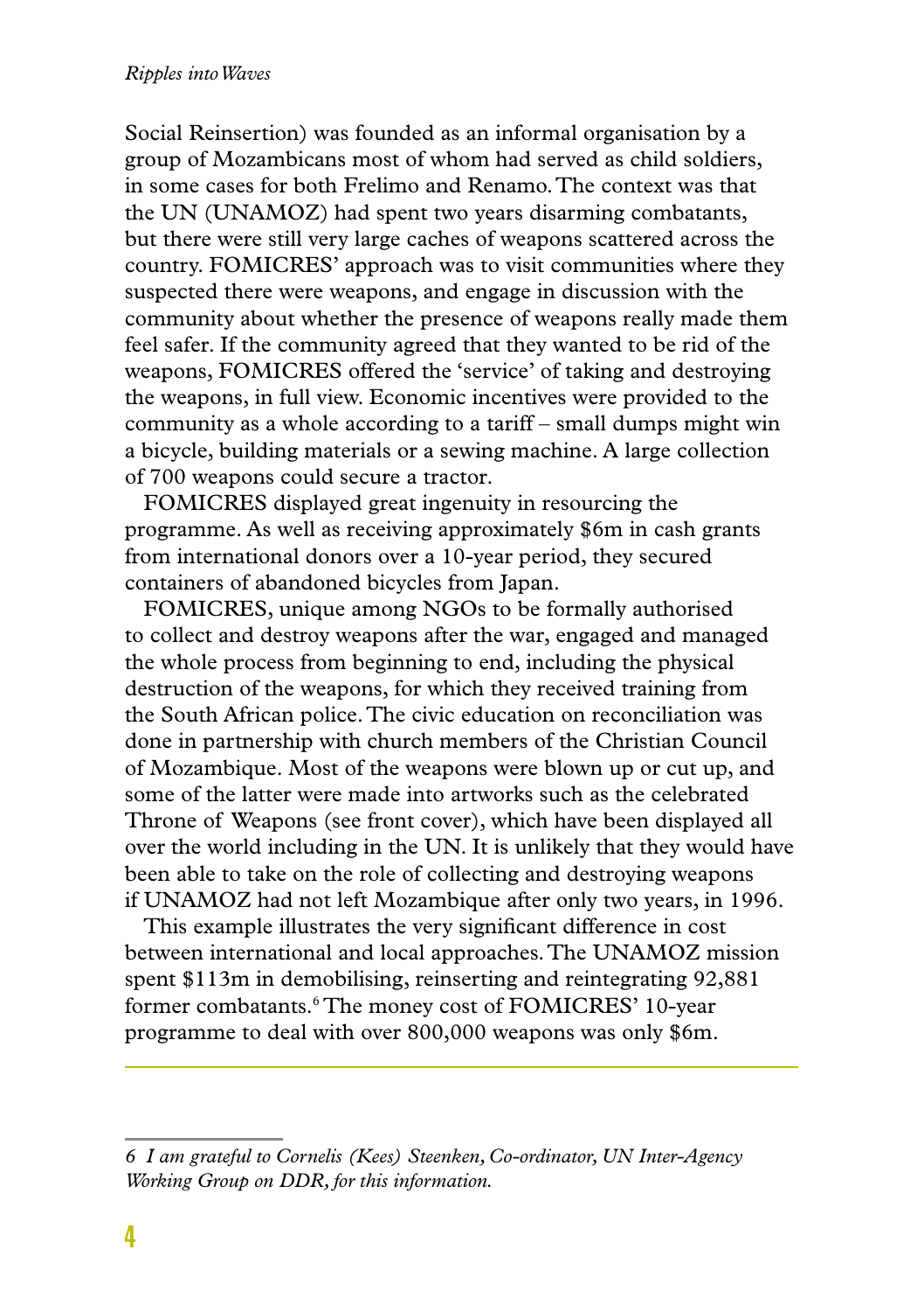Social Reinsertion) was founded as an informal organisation by a group of Mozambicans most of whom had served as child soldiers, in some cases for both Frelimo and Renamo. The context was that the UN (UNAMOZ) had spent two years disarming combatants, but there were still very large caches of weapons scattered across the country. FOMICRES' approach was to visit communities where they suspected there were weapons, and engage in discussion with the community about whether the presence of weapons really made them feel safer. If the community agreed that they wanted to be rid of the weapons, FOMICRES offered the 'service' of taking and destroying the weapons, in full view. Economic incentives were provided to the community as a whole according to a tariff – small dumps might win a bicycle, building materials or a sewing machine. A large collection of 700 weapons could secure a tractor.

FOMICRES displayed great ingenuity in resourcing the programme. As well as receiving approximately $6m in cash grants from international donors over a 10-year period, they secured containers of abandoned bicycles from Japan.

FOMICRES, unique among NGOs to be formally authorised to collect and destroy weapons after the war, engaged and managed the whole process from beginning to end, including the physical destruction of the weapons, for which they received training from the South African police. The civic education on reconciliation was done in partnership with church members of the Christian Council of Mozambique. Most of the weapons were blown up or cut up, and some of the latter were made into artworks such as the celebrated Throne of Weapons (see front cover), which have been displayed all over the world including in the UN. It is unlikely that they would have been able to take on the role of collecting and destroying weapons if UNAMOZ had not left Mozambique after only two years, in 1996.

This example illustrates the very significant difference in cost between international and local approaches. The UNAMOZ mission spent $113m in demobilising, reinserting and reintegrating 92,881 former combatants.[6] The money cost of FOMICRES' 10-year programme to deal with over 800,000 weapons was only $6m.

---

*6 I am grateful to Cornelis (Kees) Steenken, Co-ordinator, UN Inter-Agency Working Group on DDR, for this information.*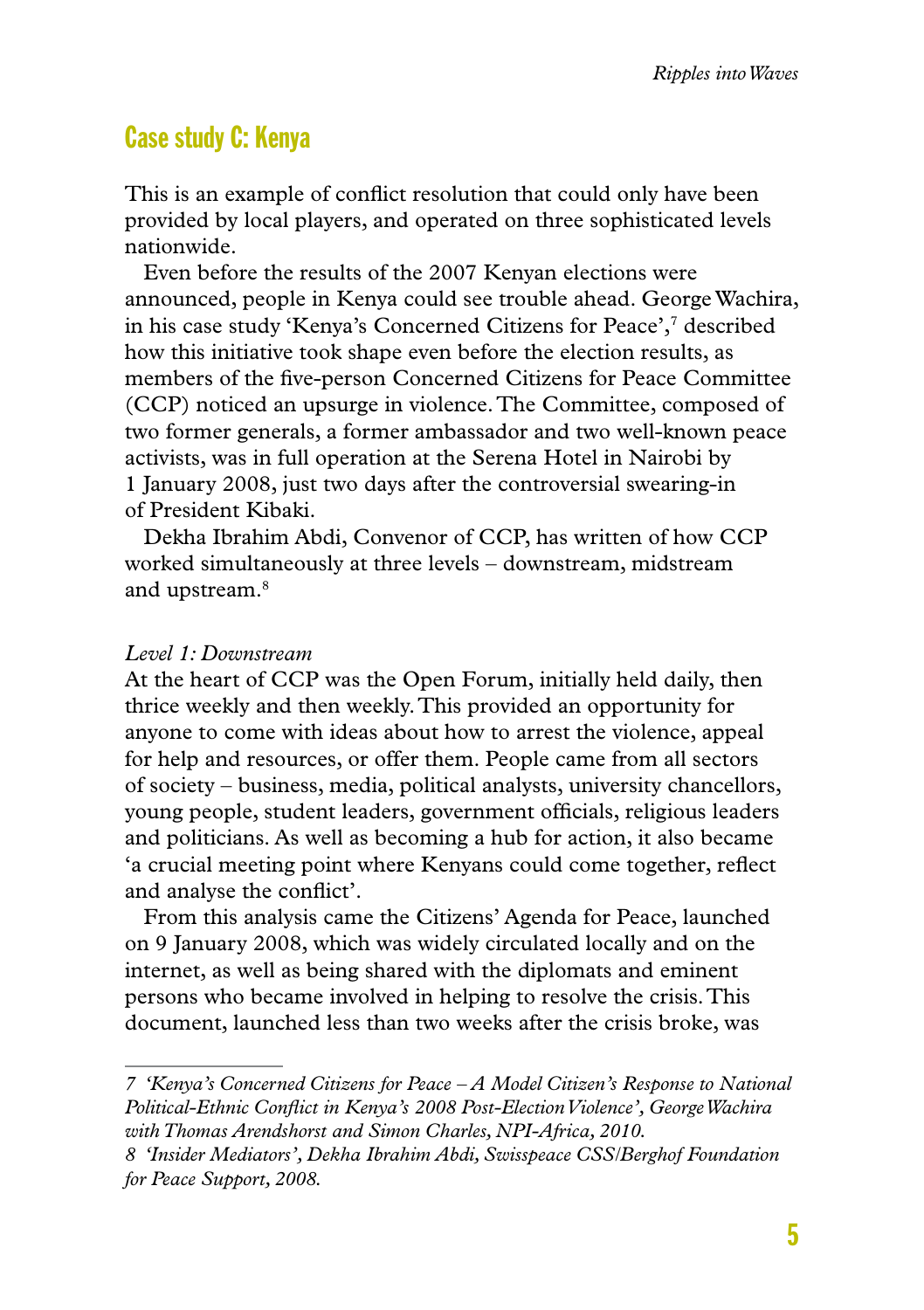## Case study C: Kenya

This is an example of conflict resolution that could only have been provided by local players, and operated on three sophisticated levels nationwide.

Even before the results of the 2007 Kenyan elections were announced, people in Kenya could see trouble ahead. George Wachira, in his case study 'Kenya's Concerned Citizens for Peace',[7] described how this initiative took shape even before the election results, as members of the five-person Concerned Citizens for Peace Committee (CCP) noticed an upsurge in violence. The Committee, composed of two former generals, a former ambassador and two well-known peace activists, was in full operation at the Serena Hotel in Nairobi by 1 January 2008, just two days after the controversial swearing-in of President Kibaki.

Dekha Ibrahim Abdi, Convenor of CCP, has written of how CCP worked simultaneously at three levels – downstream, midstream and upstream.[8]

*Level 1: Downstream*

At the heart of CCP was the Open Forum, initially held daily, then thrice weekly and then weekly. This provided an opportunity for anyone to come with ideas about how to arrest the violence, appeal for help and resources, or offer them. People came from all sectors of society – business, media, political analysts, university chancellors, young people, student leaders, government officials, religious leaders and politicians. As well as becoming a hub for action, it also became 'a crucial meeting point where Kenyans could come together, reflect and analyse the conflict'.

From this analysis came the Citizens' Agenda for Peace, launched on 9 January 2008, which was widely circulated locally and on the internet, as well as being shared with the diplomats and eminent persons who became involved in helping to resolve the crisis. This document, launched less than two weeks after the crisis broke, was

---

*7 'Kenya's Concerned Citizens for Peace – A Model Citizen's Response to National Political-Ethnic Conflict in Kenya's 2008 Post-Election Violence', George Wachira with Thomas Arendshorst and Simon Charles, NPI-Africa, 2010.*

*8 'Insider Mediators', Dekha Ibrahim Abdi, Swisspeace CSS/Berghof Foundation for Peace Support, 2008.*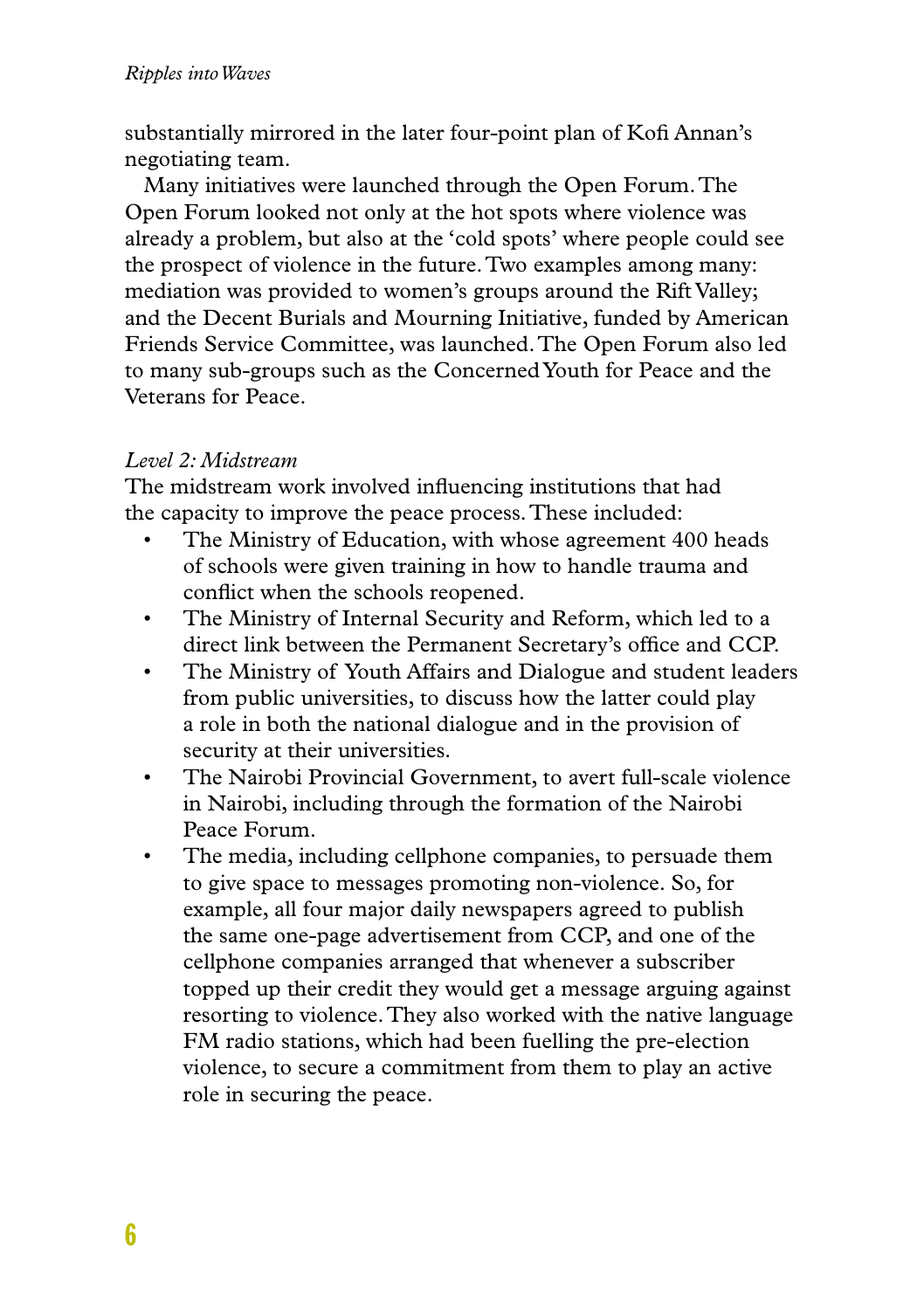substantially mirrored in the later four-point plan of Kofi Annan's negotiating team.

Many initiatives were launched through the Open Forum. The Open Forum looked not only at the hot spots where violence was already a problem, but also at the 'cold spots' where people could see the prospect of violence in the future. Two examples among many: mediation was provided to women's groups around the Rift Valley; and the Decent Burials and Mourning Initiative, funded by American Friends Service Committee, was launched. The Open Forum also led to many sub-groups such as the Concerned Youth for Peace and the Veterans for Peace.

*Level 2: Midstream*

The midstream work involved influencing institutions that had the capacity to improve the peace process. These included:

- The Ministry of Education, with whose agreement 400 heads of schools were given training in how to handle trauma and conflict when the schools reopened.
- The Ministry of Internal Security and Reform, which led to a direct link between the Permanent Secretary's office and CCP.
- The Ministry of Youth Affairs and Dialogue and student leaders from public universities, to discuss how the latter could play a role in both the national dialogue and in the provision of security at their universities.
- The Nairobi Provincial Government, to avert full-scale violence in Nairobi, including through the formation of the Nairobi Peace Forum.
- The media, including cellphone companies, to persuade them to give space to messages promoting non-violence. So, for example, all four major daily newspapers agreed to publish the same one-page advertisement from CCP, and one of the cellphone companies arranged that whenever a subscriber topped up their credit they would get a message arguing against resorting to violence. They also worked with the native language FM radio stations, which had been fuelling the pre-election violence, to secure a commitment from them to play an active role in securing the peace.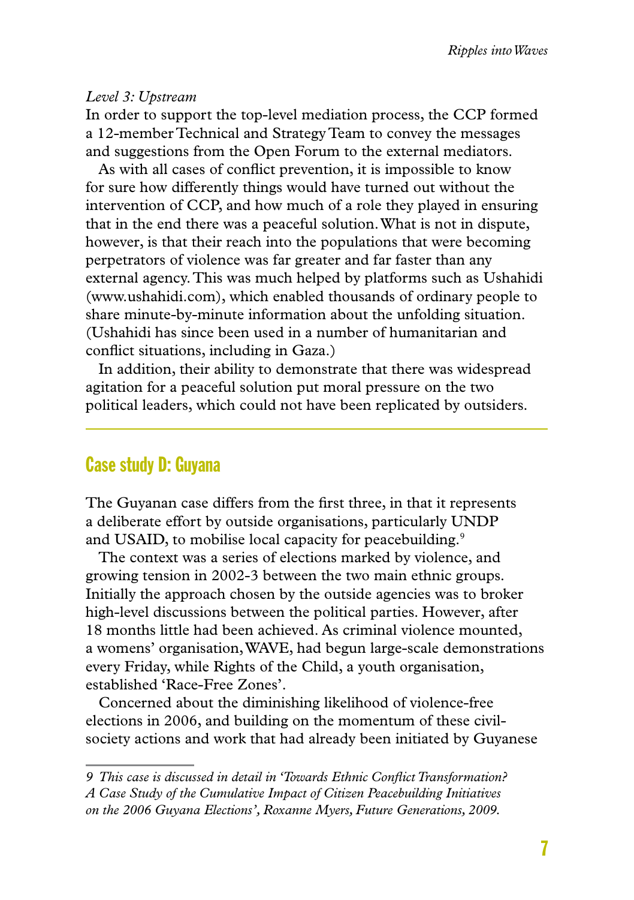*Level 3: Upstream*

In order to support the top-level mediation process, the CCP formed a 12-member Technical and Strategy Team to convey the messages and suggestions from the Open Forum to the external mediators.

As with all cases of conflict prevention, it is impossible to know for sure how differently things would have turned out without the intervention of CCP, and how much of a role they played in ensuring that in the end there was a peaceful solution. What is not in dispute, however, is that their reach into the populations that were becoming perpetrators of violence was far greater and far faster than any external agency. This was much helped by platforms such as Ushahidi (www.ushahidi.com), which enabled thousands of ordinary people to share minute-by-minute information about the unfolding situation. (Ushahidi has since been used in a number of humanitarian and conflict situations, including in Gaza.)

In addition, their ability to demonstrate that there was widespread agitation for a peaceful solution put moral pressure on the two political leaders, which could not have been replicated by outsiders.

---

## Case study D: Guyana

The Guyanan case differs from the first three, in that it represents a deliberate effort by outside organisations, particularly UNDP and USAID, to mobilise local capacity for peacebuilding.[9]

The context was a series of elections marked by violence, and growing tension in 2002-3 between the two main ethnic groups. Initially the approach chosen by the outside agencies was to broker high-level discussions between the political parties. However, after 18 months little had been achieved. As criminal violence mounted, a womens' organisation, WAVE, had begun large-scale demonstrations every Friday, while Rights of the Child, a youth organisation, established 'Race-Free Zones'.

Concerned about the diminishing likelihood of violence-free elections in 2006, and building on the momentum of these civil-society actions and work that had already been initiated by Guyanese

---

*9 This case is discussed in detail in 'Towards Ethnic Conflict Transformation? A Case Study of the Cumulative Impact of Citizen Peacebuilding Initiatives on the 2006 Guyana Elections', Roxanne Myers, Future Generations, 2009.*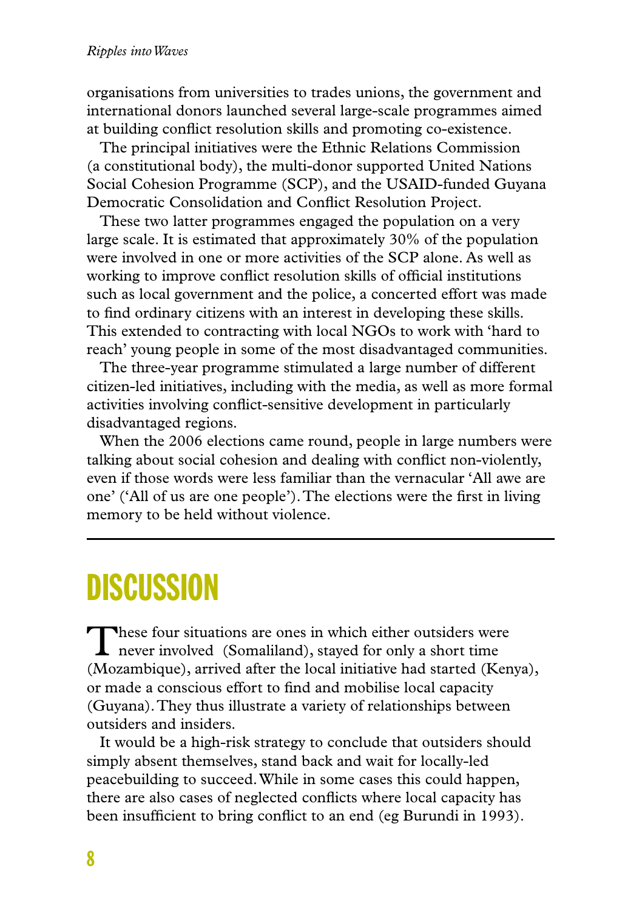organisations from universities to trades unions, the government and international donors launched several large-scale programmes aimed at building conflict resolution skills and promoting co-existence.

The principal initiatives were the Ethnic Relations Commission (a constitutional body), the multi-donor supported United Nations Social Cohesion Programme (SCP), and the USAID-funded Guyana Democratic Consolidation and Conflict Resolution Project.

These two latter programmes engaged the population on a very large scale. It is estimated that approximately 30% of the population were involved in one or more activities of the SCP alone. As well as working to improve conflict resolution skills of official institutions such as local government and the police, a concerted effort was made to find ordinary citizens with an interest in developing these skills. This extended to contracting with local NGOs to work with 'hard to reach' young people in some of the most disadvantaged communities.

The three-year programme stimulated a large number of different citizen-led initiatives, including with the media, as well as more formal activities involving conflict-sensitive development in particularly disadvantaged regions.

When the 2006 elections came round, people in large numbers were talking about social cohesion and dealing with conflict non-violently, even if those words were less familiar than the vernacular 'All awe are one' ('All of us are one people'). The elections were the first in living memory to be held without violence.

---

# DISCUSSION

These four situations are ones in which either outsiders were never involved (Somaliland), stayed for only a short time (Mozambique), arrived after the local initiative had started (Kenya), or made a conscious effort to find and mobilise local capacity (Guyana). They thus illustrate a variety of relationships between outsiders and insiders.

It would be a high-risk strategy to conclude that outsiders should simply absent themselves, stand back and wait for locally-led peacebuilding to succeed. While in some cases this could happen, there are also cases of neglected conflicts where local capacity has been insufficient to bring conflict to an end (eg Burundi in 1993).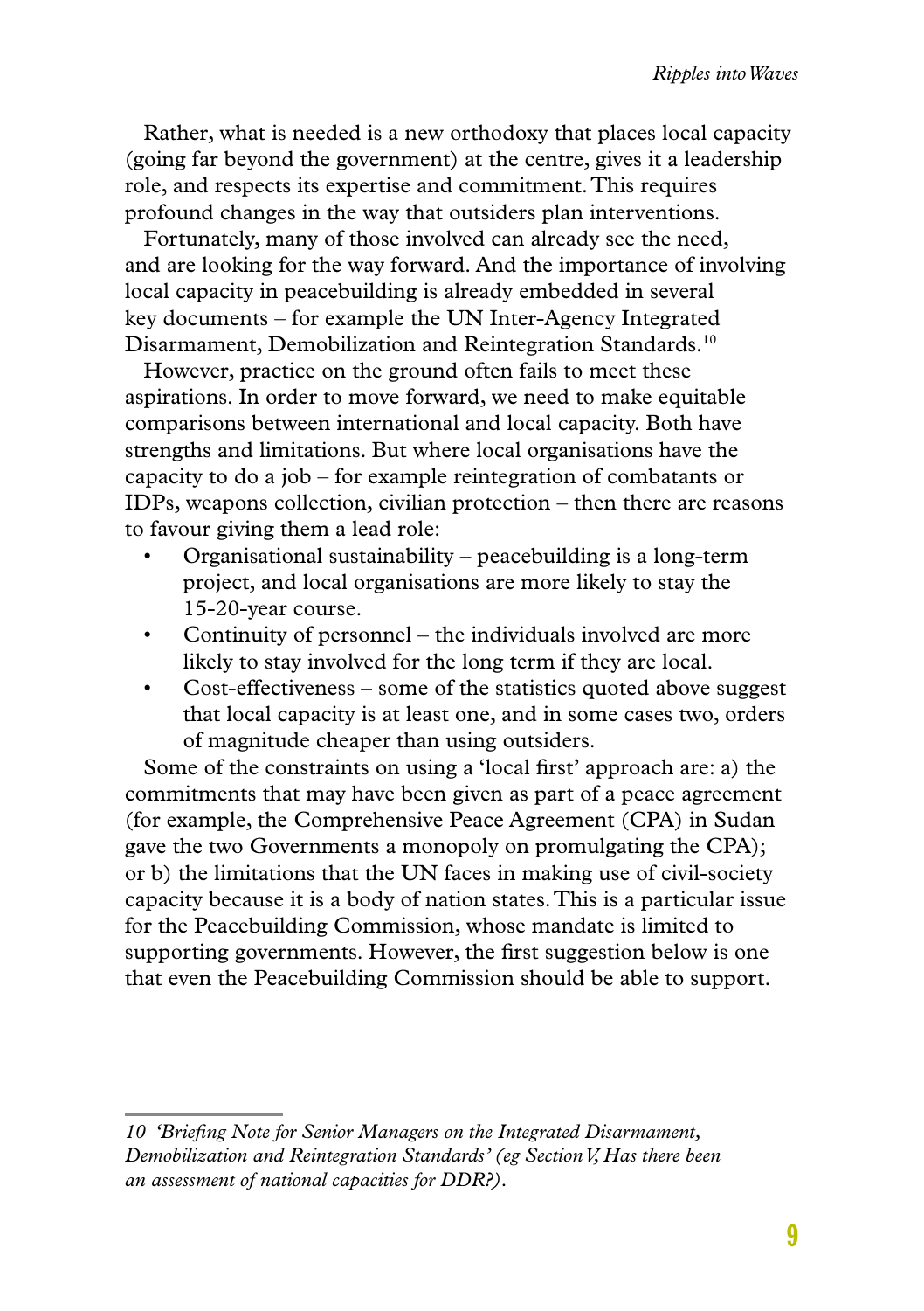Rather, what is needed is a new orthodoxy that places local capacity (going far beyond the government) at the centre, gives it a leadership role, and respects its expertise and commitment. This requires profound changes in the way that outsiders plan interventions.

Fortunately, many of those involved can already see the need, and are looking for the way forward. And the importance of involving local capacity in peacebuilding is already embedded in several key documents – for example the UN Inter-Agency Integrated Disarmament, Demobilization and Reintegration Standards.[10]

However, practice on the ground often fails to meet these aspirations. In order to move forward, we need to make equitable comparisons between international and local capacity. Both have strengths and limitations. But where local organisations have the capacity to do a job – for example reintegration of combatants or IDPs, weapons collection, civilian protection – then there are reasons to favour giving them a lead role:

- Organisational sustainability – peacebuilding is a long-term project, and local organisations are more likely to stay the 15-20-year course.
- Continuity of personnel – the individuals involved are more likely to stay involved for the long term if they are local.
- Cost-effectiveness – some of the statistics quoted above suggest that local capacity is at least one, and in some cases two, orders of magnitude cheaper than using outsiders.

Some of the constraints on using a 'local first' approach are: a) the commitments that may have been given as part of a peace agreement (for example, the Comprehensive Peace Agreement (CPA) in Sudan gave the two Governments a monopoly on promulgating the CPA); or b) the limitations that the UN faces in making use of civil-society capacity because it is a body of nation states. This is a particular issue for the Peacebuilding Commission, whose mandate is limited to supporting governments. However, the first suggestion below is one that even the Peacebuilding Commission should be able to support.

---

*10 'Briefing Note for Senior Managers on the Integrated Disarmament, Demobilization and Reintegration Standards' (eg Section V, Has there been an assessment of national capacities for DDR?).*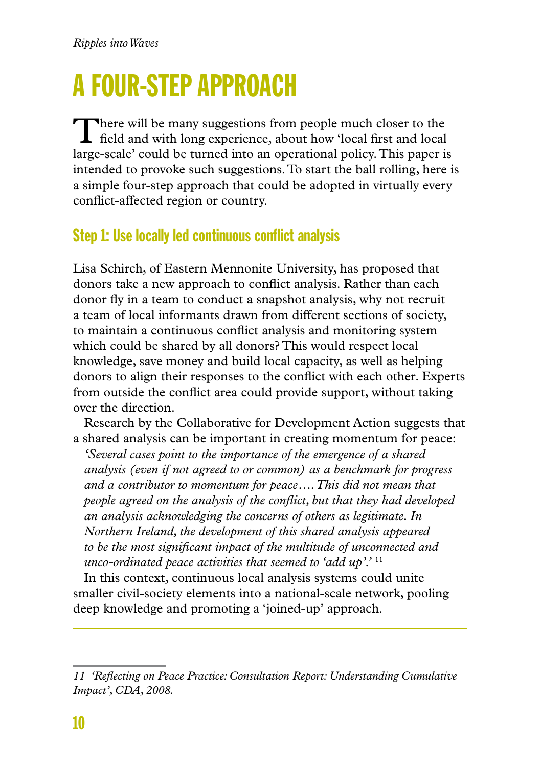# A FOUR-STEP APPROACH

There will be many suggestions from people much closer to the field and with long experience, about how 'local first and local large-scale' could be turned into an operational policy. This paper is intended to provoke such suggestions. To start the ball rolling, here is a simple four-step approach that could be adopted in virtually every conflict-affected region or country.

## Step 1: Use locally led continuous conflict analysis

Lisa Schirch, of Eastern Mennonite University, has proposed that donors take a new approach to conflict analysis. Rather than each donor fly in a team to conduct a snapshot analysis, why not recruit a team of local informants drawn from different sections of society, to maintain a continuous conflict analysis and monitoring system which could be shared by all donors? This would respect local knowledge, save money and build local capacity, as well as helping donors to align their responses to the conflict with each other. Experts from outside the conflict area could provide support, without taking over the direction.

Research by the Collaborative for Development Action suggests that a shared analysis can be important in creating momentum for peace:

> *'Several cases point to the importance of the emergence of a shared analysis (even if not agreed to or common) as a benchmark for progress and a contributor to momentum for peace…. This did not mean that people agreed on the analysis of the conflict, but that they had developed an analysis acknowledging the concerns of others as legitimate. In Northern Ireland, the development of this shared analysis appeared to be the most significant impact of the multitude of unconnected and unco-ordinated peace activities that seemed to 'add up'.'* [11]

In this context, continuous local analysis systems could unite smaller civil-society elements into a national-scale network, pooling deep knowledge and promoting a 'joined-up' approach.

---

*11 'Reflecting on Peace Practice: Consultation Report: Understanding Cumulative Impact', CDA, 2008.*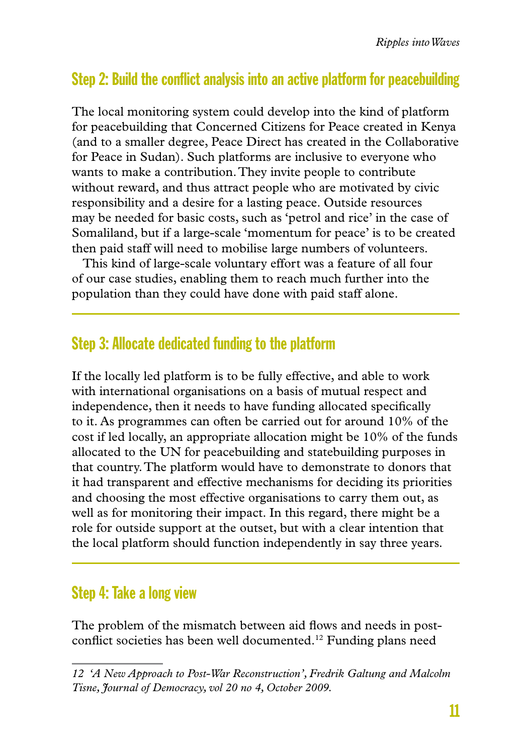## Step 2: Build the conflict analysis into an active platform for peacebuilding

The local monitoring system could develop into the kind of platform for peacebuilding that Concerned Citizens for Peace created in Kenya (and to a smaller degree, Peace Direct has created in the Collaborative for Peace in Sudan). Such platforms are inclusive to everyone who wants to make a contribution. They invite people to contribute without reward, and thus attract people who are motivated by civic responsibility and a desire for a lasting peace. Outside resources may be needed for basic costs, such as 'petrol and rice' in the case of Somaliland, but if a large-scale 'momentum for peace' is to be created then paid staff will need to mobilise large numbers of volunteers.

This kind of large-scale voluntary effort was a feature of all four of our case studies, enabling them to reach much further into the population than they could have done with paid staff alone.

---

## Step 3: Allocate dedicated funding to the platform

If the locally led platform is to be fully effective, and able to work with international organisations on a basis of mutual respect and independence, then it needs to have funding allocated specifically to it. As programmes can often be carried out for around 10% of the cost if led locally, an appropriate allocation might be 10% of the funds allocated to the UN for peacebuilding and statebuilding purposes in that country. The platform would have to demonstrate to donors that it had transparent and effective mechanisms for deciding its priorities and choosing the most effective organisations to carry them out, as well as for monitoring their impact. In this regard, there might be a role for outside support at the outset, but with a clear intention that the local platform should function independently in say three years.

---

## Step 4: Take a long view

The problem of the mismatch between aid flows and needs in post-conflict societies has been well documented.[12] Funding plans need

---

*12 'A New Approach to Post-War Reconstruction', Fredrik Galtung and Malcolm Tisne, Journal of Democracy, vol 20 no 4, October 2009.*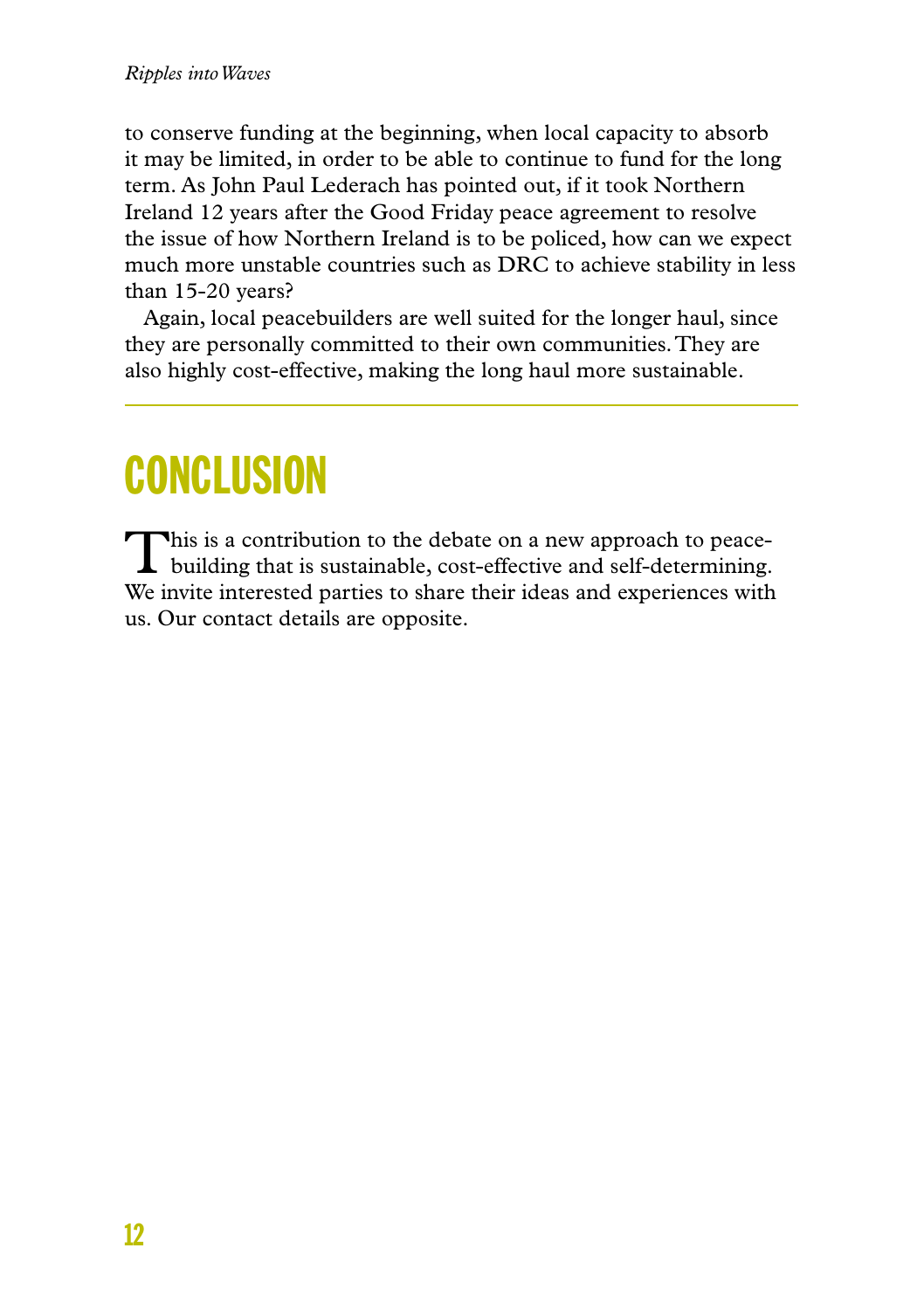to conserve funding at the beginning, when local capacity to absorb it may be limited, in order to be able to continue to fund for the long term. As John Paul Lederach has pointed out, if it took Northern Ireland 12 years after the Good Friday peace agreement to resolve the issue of how Northern Ireland is to be policed, how can we expect much more unstable countries such as DRC to achieve stability in less than 15-20 years?

Again, local peacebuilders are well suited for the longer haul, since they are personally committed to their own communities. They are also highly cost-effective, making the long haul more sustainable.

---

# CONCLUSION

This is a contribution to the debate on a new approach to peace-building that is sustainable, cost-effective and self-determining. We invite interested parties to share their ideas and experiences with us. Our contact details are opposite.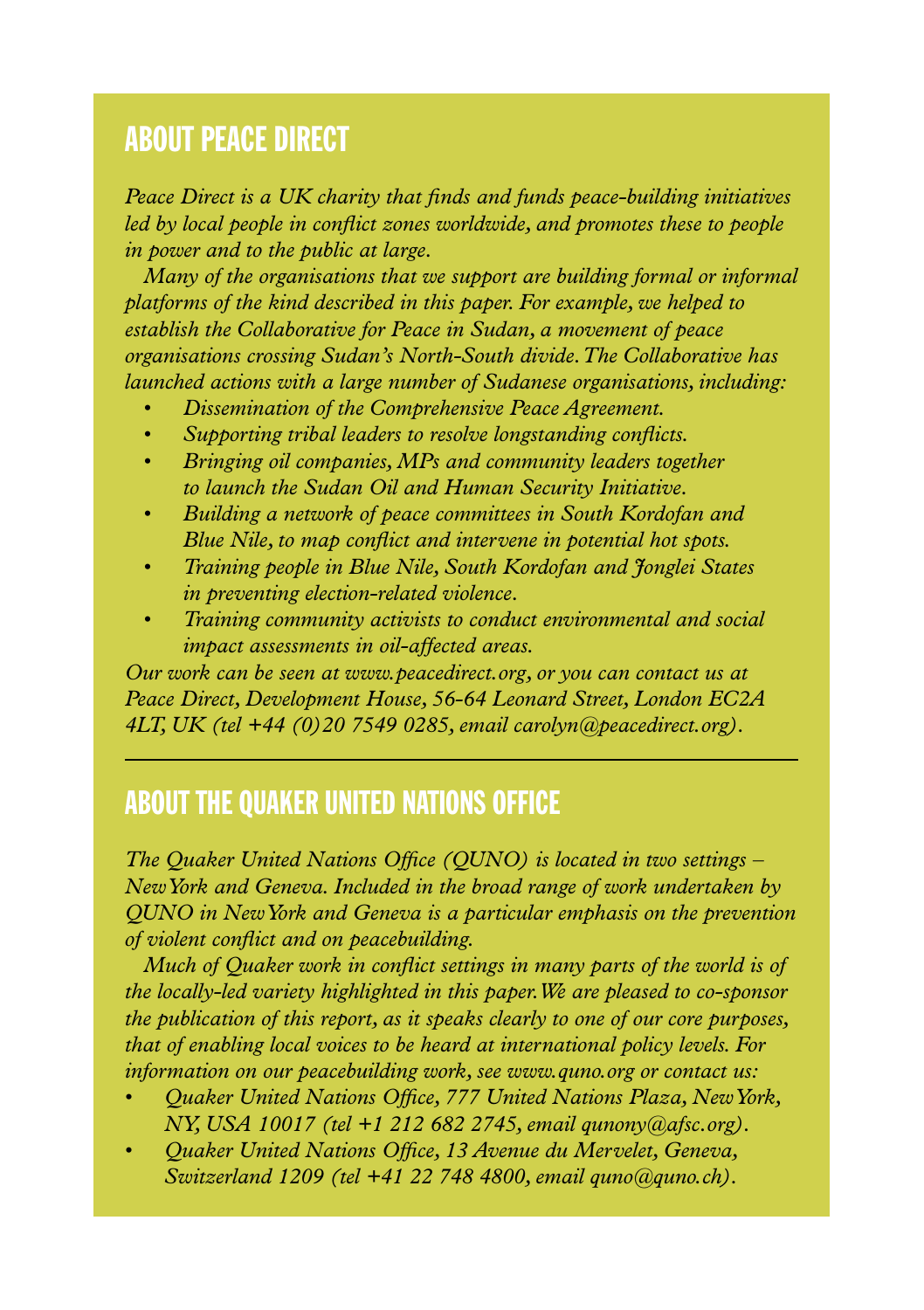## ABOUT PEACE DIRECT

*Peace Direct is a UK charity that finds and funds peace-building initiatives led by local people in conflict zones worldwide, and promotes these to people in power and to the public at large.*

*Many of the organisations that we support are building formal or informal platforms of the kind described in this paper. For example, we helped to establish the Collaborative for Peace in Sudan, a movement of peace organisations crossing Sudan's North-South divide. The Collaborative has launched actions with a large number of Sudanese organisations, including:*

- *Dissemination of the Comprehensive Peace Agreement.*
- *Supporting tribal leaders to resolve longstanding conflicts.*
- *Bringing oil companies, MPs and community leaders together to launch the Sudan Oil and Human Security Initiative.*
- *Building a network of peace committees in South Kordofan and Blue Nile, to map conflict and intervene in potential hot spots.*
- *Training people in Blue Nile, South Kordofan and Jonglei States in preventing election-related violence.*
- *Training community activists to conduct environmental and social impact assessments in oil-affected areas.*

*Our work can be seen at www.peacedirect.org, or you can contact us at Peace Direct, Development House, 56-64 Leonard Street, London EC2A 4LT, UK (tel +44 (0)20 7549 0285, email carolyn@peacedirect.org).*

---

## ABOUT THE QUAKER UNITED NATIONS OFFICE

*The Quaker United Nations Office (QUNO) is located in two settings – New York and Geneva. Included in the broad range of work undertaken by QUNO in New York and Geneva is a particular emphasis on the prevention of violent conflict and on peacebuilding.*

*Much of Quaker work in conflict settings in many parts of the world is of the locally-led variety highlighted in this paper. We are pleased to co-sponsor the publication of this report, as it speaks clearly to one of our core purposes, that of enabling local voices to be heard at international policy levels. For information on our peacebuilding work, see www.quno.org or contact us:*

- *Quaker United Nations Office, 777 United Nations Plaza, New York, NY, USA 10017 (tel +1 212 682 2745, email qunony@afsc.org).*
- *Quaker United Nations Office, 13 Avenue du Mervelet, Geneva, Switzerland 1209 (tel +41 22 748 4800, email quno@quno.ch).*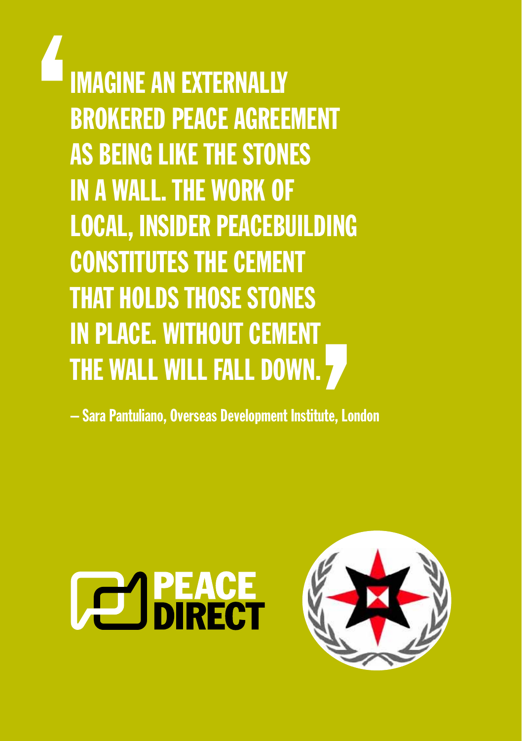> IMAGINE AN EXTERNALLY BROKERED PEACE AGREEMENT AS BEING LIKE THE STONES IN A WALL. THE WORK OF LOCAL, INSIDER PEACEBUILDING CONSTITUTES THE CEMENT THAT HOLDS THOSE STONES IN PLACE. WITHOUT CEMENT THE WALL WILL FALL DOWN.

– Sara Pantuliano, Overseas Development Institute, London

PEACE DIRECT